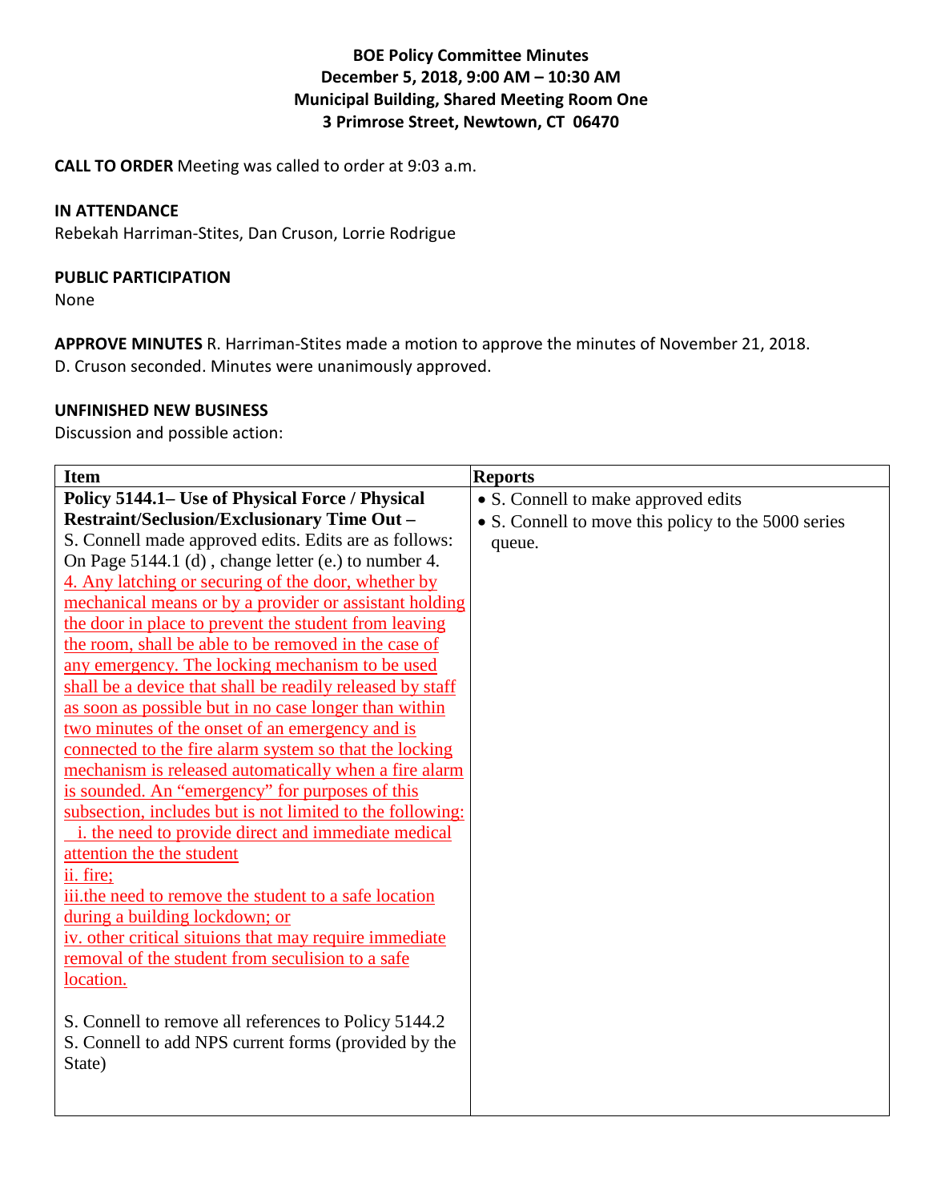**BOE Policy Committee Minutes**
**December 5, 2018, 9:00 AM – 10:30 AM**
**Municipal Building, Shared Meeting Room One**
**3 Primrose Street, Newtown, CT 06470**

**CALL TO ORDER** Meeting was called to order at 9:03 a.m.

**IN ATTENDANCE**
Rebekah Harriman-Stites, Dan Cruson, Lorrie Rodrigue

**PUBLIC PARTICIPATION**
None

**APPROVE MINUTES** R. Harriman-Stites made a motion to approve the minutes of November 21, 2018. D. Cruson seconded. Minutes were unanimously approved.

**UNFINISHED NEW BUSINESS**
Discussion and possible action:

| Item | Reports |
| --- | --- |
| **Policy 5144.1– Use of Physical Force / Physical Restraint/Seclusion/Exclusionary Time Out –** S. Connell made approved edits. Edits are as follows: On Page 5144.1 (d) , change letter (e.) to number 4. <u>4. Any latching or securing of the door, whether by mechanical means or by a provider or assistant holding the door in place to prevent the student from leaving the room, shall be able to be removed in the case of any emergency. The locking mechanism to be used shall be a device that shall be readily released by staff as soon as possible but in no case longer than within two minutes of the onset of an emergency and is connected to the fire alarm system so that the locking mechanism is released automatically when a fire alarm is sounded. An "emergency" for purposes of this subsection, includes but is not limited to the following:</u><br><u>i. the need to provide direct and immediate medical attention the the student</u><br><u>ii. fire;</u><br><u>iii.the need to remove the student to a safe location during a building lockdown; or</u><br><u>iv. other critical situions that may require immediate removal of the student from seculision to a safe location.</u><br><br>S. Connell to remove all references to Policy 5144.2<br>S. Connell to add NPS current forms (provided by the State) | • S. Connell to make approved edits<br>• S. Connell to move this policy to the 5000 series queue. |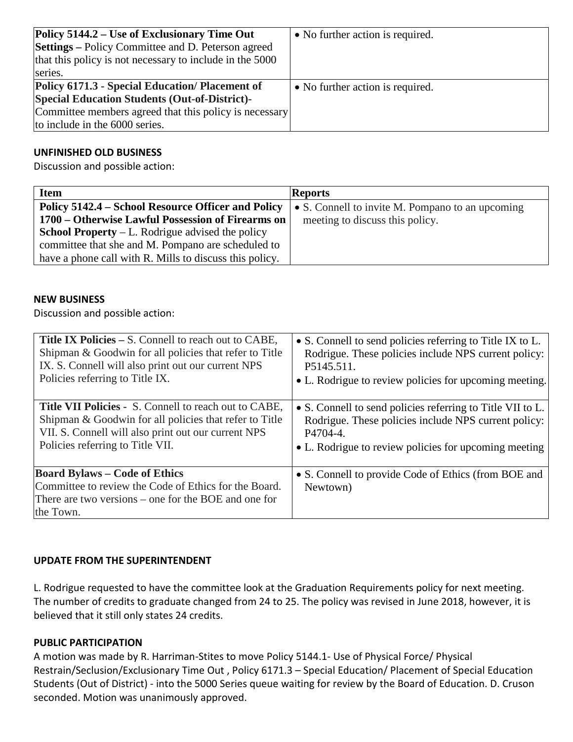| | |
|---|---|
| **Policy 5144.2 – Use of Exclusionary Time Out Settings –** Policy Committee and D. Peterson agreed that this policy is not necessary to include in the 5000 series. | • No further action is required. |
| **Policy 6171.3 - Special Education/ Placement of Special Education Students (Out-of-District)-** Committee members agreed that this policy is necessary to include in the 6000 series. | • No further action is required. |

**UNFINISHED OLD BUSINESS**

Discussion and possible action:

| Item | Reports |
|---|---|
| **Policy 5142.4 – School Resource Officer and Policy 1700 – Otherwise Lawful Possession of Firearms on School Property** – L. Rodrigue advised the policy committee that she and M. Pompano are scheduled to have a phone call with R. Mills to discuss this policy. | • S. Connell to invite M. Pompano to an upcoming meeting to discuss this policy. |

**NEW BUSINESS**

Discussion and possible action:

| | |
|---|---|
| **Title IX Policies –** S. Connell to reach out to CABE, Shipman & Goodwin for all policies that refer to Title IX. S. Connell will also print out our current NPS Policies referring to Title IX. | • S. Connell to send policies referring to Title IX to L. Rodrigue. These policies include NPS current policy: P5145.511.<br>• L. Rodrigue to review policies for upcoming meeting. |
| **Title VII Policies -** S. Connell to reach out to CABE, Shipman & Goodwin for all policies that refer to Title VII. S. Connell will also print out our current NPS Policies referring to Title VII. | • S. Connell to send policies referring to Title VII to L. Rodrigue. These policies include NPS current policy: P4704-4.<br>• L. Rodrigue to review policies for upcoming meeting |
| **Board Bylaws – Code of Ethics**<br>Committee to review the Code of Ethics for the Board. There are two versions – one for the BOE and one for the Town. | • S. Connell to provide Code of Ethics (from BOE and Newtown) |

**UPDATE FROM THE SUPERINTENDENT**

L. Rodrigue requested to have the committee look at the Graduation Requirements policy for next meeting. The number of credits to graduate changed from 24 to 25. The policy was revised in June 2018, however, it is believed that it still only states 24 credits.

**PUBLIC PARTICIPATION**

A motion was made by R. Harriman-Stites to move Policy 5144.1- Use of Physical Force/ Physical Restrain/Seclusion/Exclusionary Time Out , Policy 6171.3 – Special Education/ Placement of Special Education Students (Out of District) - into the 5000 Series queue waiting for review by the Board of Education. D. Cruson seconded. Motion was unanimously approved.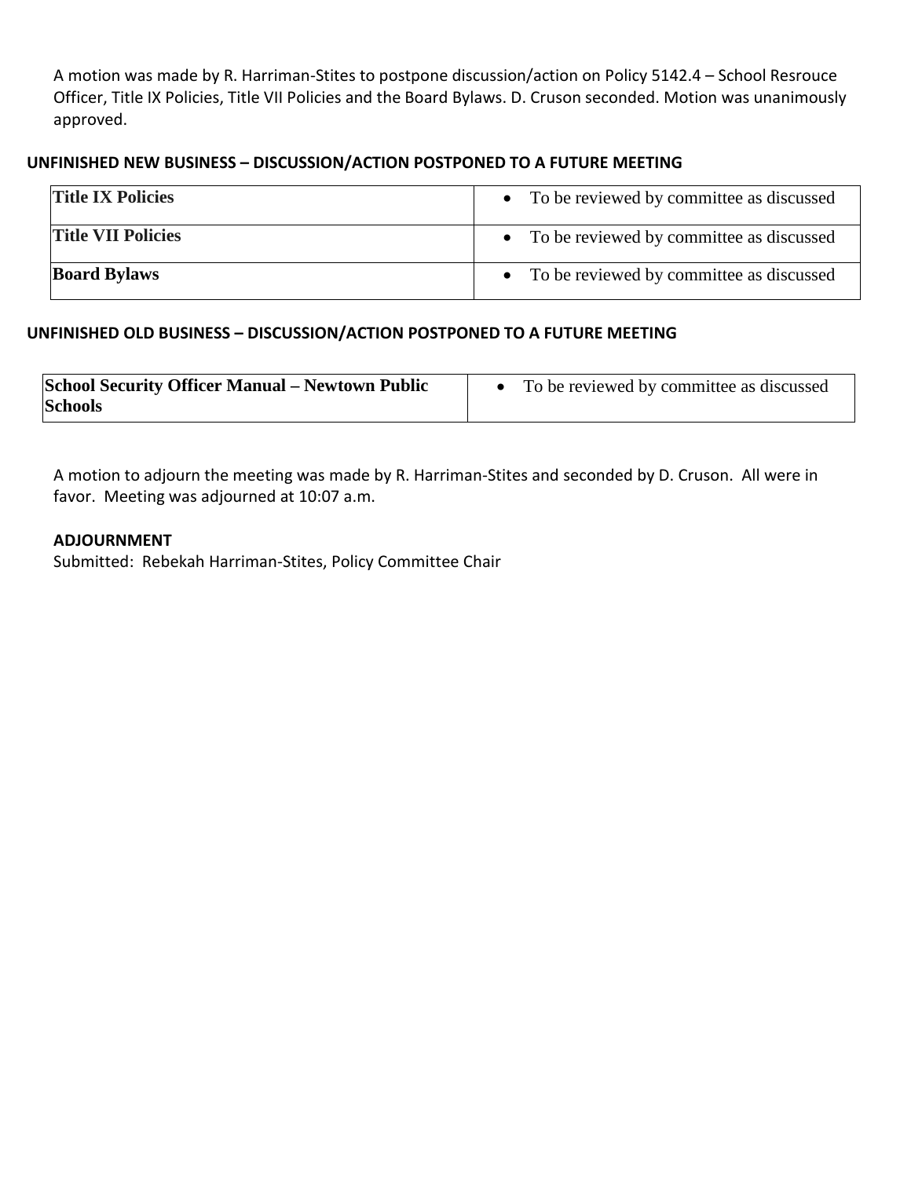A motion was made by R. Harriman-Stites to postpone discussion/action on Policy 5142.4 – School Resrouce Officer, Title IX Policies, Title VII Policies and the Board Bylaws. D. Cruson seconded. Motion was unanimously approved.

**UNFINISHED NEW BUSINESS – DISCUSSION/ACTION POSTPONED TO A FUTURE MEETING**

| | |
|---|---|
| **Title IX Policies** | • To be reviewed by committee as discussed |
| **Title VII Policies** | • To be reviewed by committee as discussed |
| **Board Bylaws** | • To be reviewed by committee as discussed |

**UNFINISHED OLD BUSINESS – DISCUSSION/ACTION POSTPONED TO A FUTURE MEETING**

| | |
|---|---|
| **School Security Officer Manual – Newtown Public Schools** | • To be reviewed by committee as discussed |

A motion to adjourn the meeting was made by R. Harriman-Stites and seconded by D. Cruson. All were in favor. Meeting was adjourned at 10:07 a.m.

**ADJOURNMENT**

Submitted: Rebekah Harriman-Stites, Policy Committee Chair